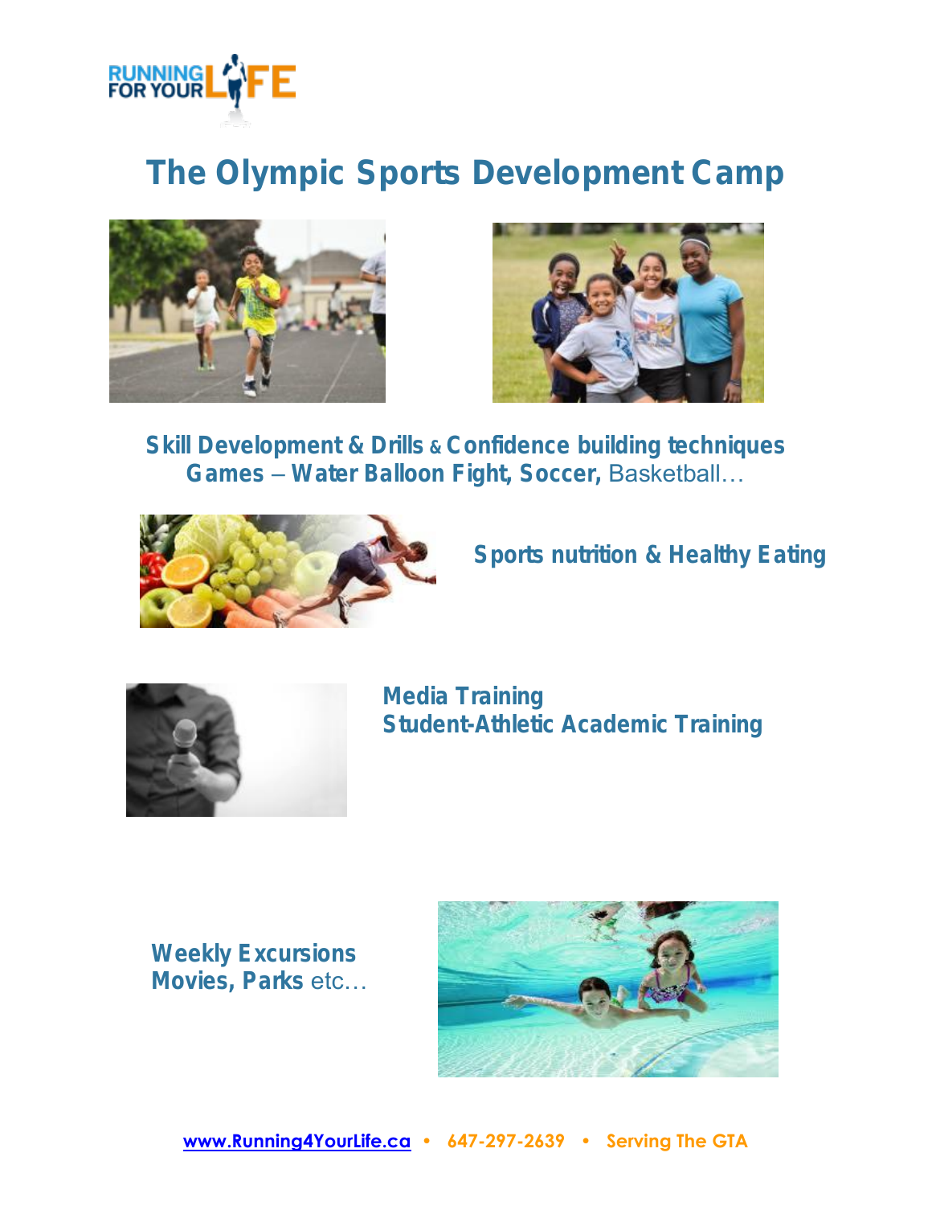RUNNING FOR YOUR LIFE

# The Olympic Sports Development Camp

**Skill Development & Drills & Confidence building techniques**
**Games – Water Balloon Fight, Soccer,** Basketball…

**Sports nutrition & Healthy Eating**

**Media Training**
**Student-Athletic Academic Training**

**Weekly Excursions**
**Movies, Parks** etc…

www.Running4YourLife.ca • 647-297-2639 • Serving The GTA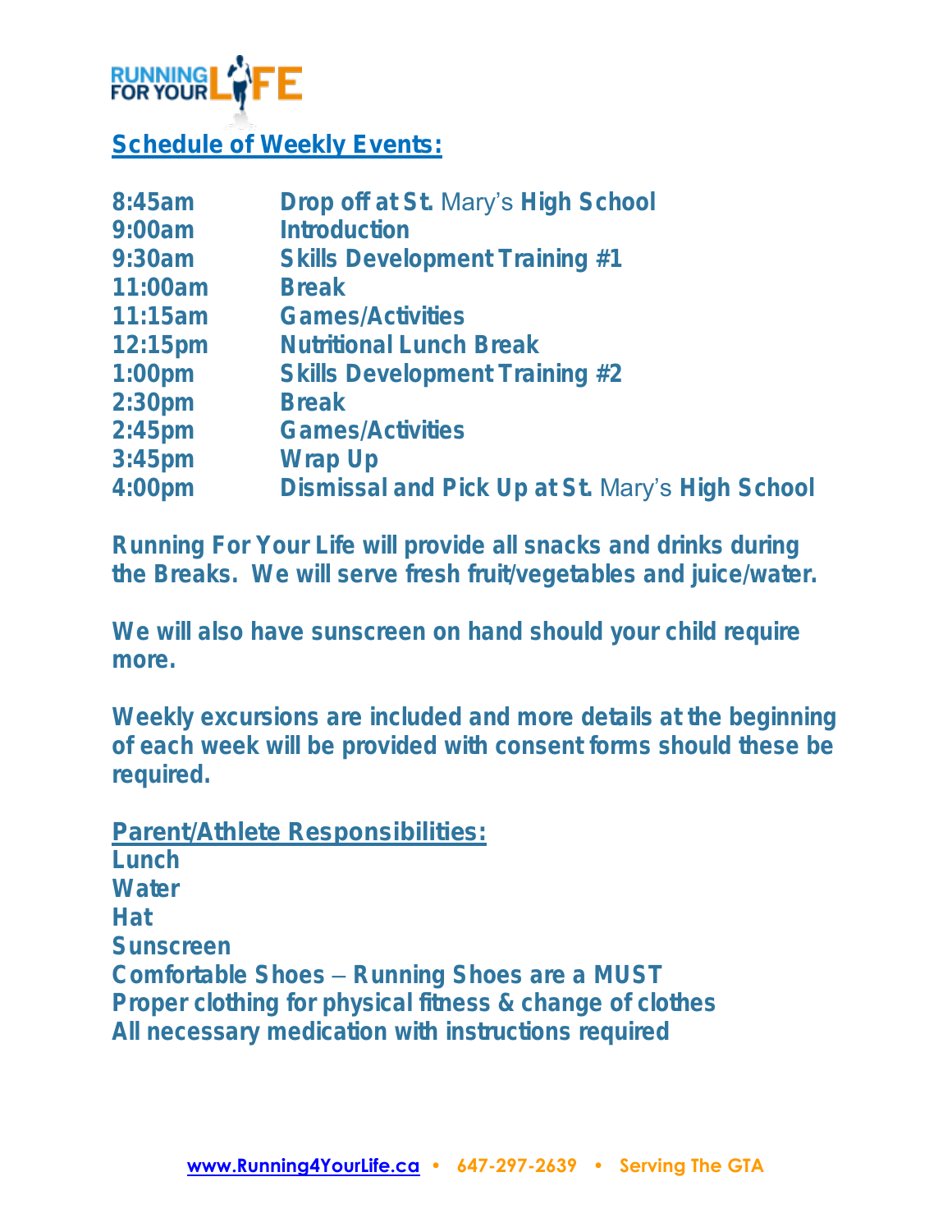## Schedule of Weekly Events:

| | |
|---|---|
| 8:45am | Drop off at St. Mary's High School |
| 9:00am | Introduction |
| 9:30am | Skills Development Training #1 |
| 11:00am | Break |
| 11:15am | Games/Activities |
| 12:15pm | Nutritional Lunch Break |
| 1:00pm | Skills Development Training #2 |
| 2:30pm | Break |
| 2:45pm | Games/Activities |
| 3:45pm | Wrap Up |
| 4:00pm | Dismissal and Pick Up at St. Mary's High School |

**Running For Your Life will provide all snacks and drinks during the Breaks. We will serve fresh fruit/vegetables and juice/water.**

**We will also have sunscreen on hand should your child require more.**

**Weekly excursions are included and more details at the beginning of each week will be provided with consent forms should these be required.**

## Parent/Athlete Responsibilities:

**Lunch**
**Water**
**Hat**
**Sunscreen**
**Comfortable Shoes – Running Shoes are a MUST**
**Proper clothing for physical fitness & change of clothes**
**All necessary medication with instructions required**

www.Running4YourLife.ca • 647-297-2639 • Serving The GTA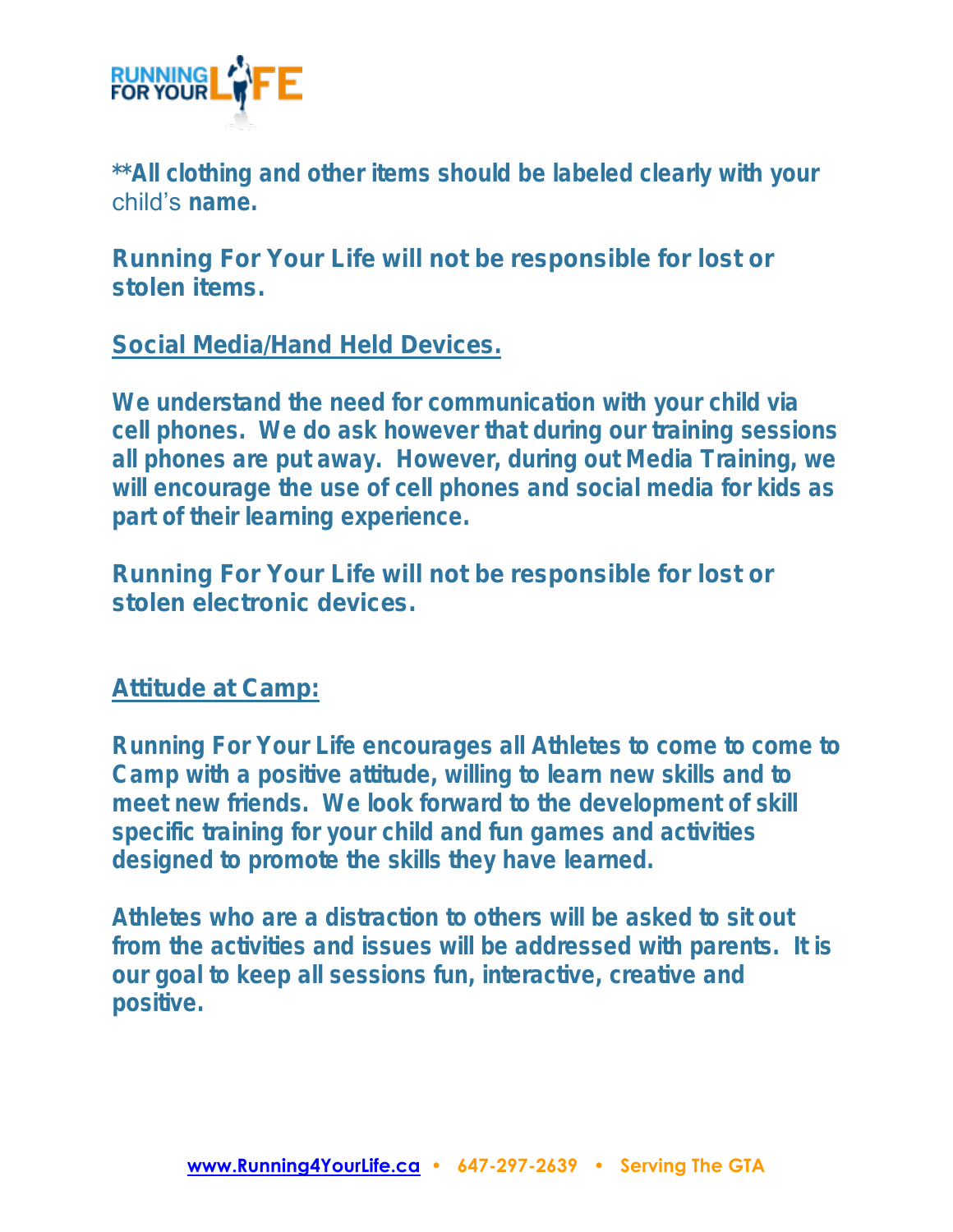**All clothing and other items should be labeled clearly with your child's name.

**Running For Your Life will not be responsible for lost or stolen items.**

## Social Media/Hand Held Devices.

**We understand the need for communication with your child via cell phones. We do ask however that during our training sessions all phones are put away. However, during out Media Training, we will encourage the use of cell phones and social media for kids as part of their learning experience.**

**Running For Your Life will not be responsible for lost or stolen electronic devices.**

## Attitude at Camp:

**Running For Your Life encourages all Athletes to come to come to Camp with a positive attitude, willing to learn new skills and to meet new friends. We look forward to the development of skill specific training for your child and fun games and activities designed to promote the skills they have learned.**

**Athletes who are a distraction to others will be asked to sit out from the activities and issues will be addressed with parents. It is our goal to keep all sessions fun, interactive, creative and positive.**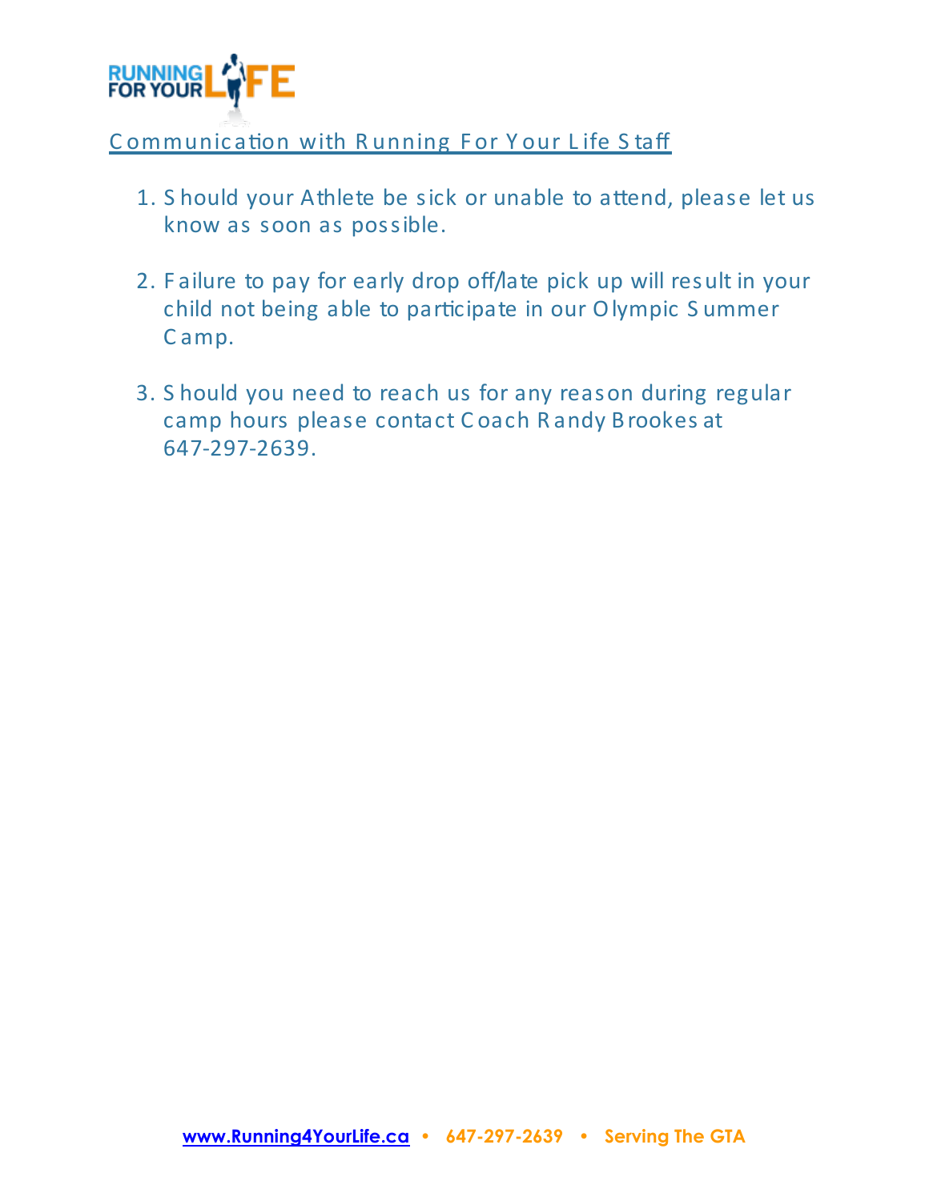## Communication with Running For Your Life Staff

1. Should your Athlete be sick or unable to attend, please let us know as soon as possible.

2. Failure to pay for early drop off/late pick up will result in your child not being able to participate in our Olympic Summer Camp.

3. Should you need to reach us for any reason during regular camp hours please contact Coach Randy Brookes at 647-297-2639.